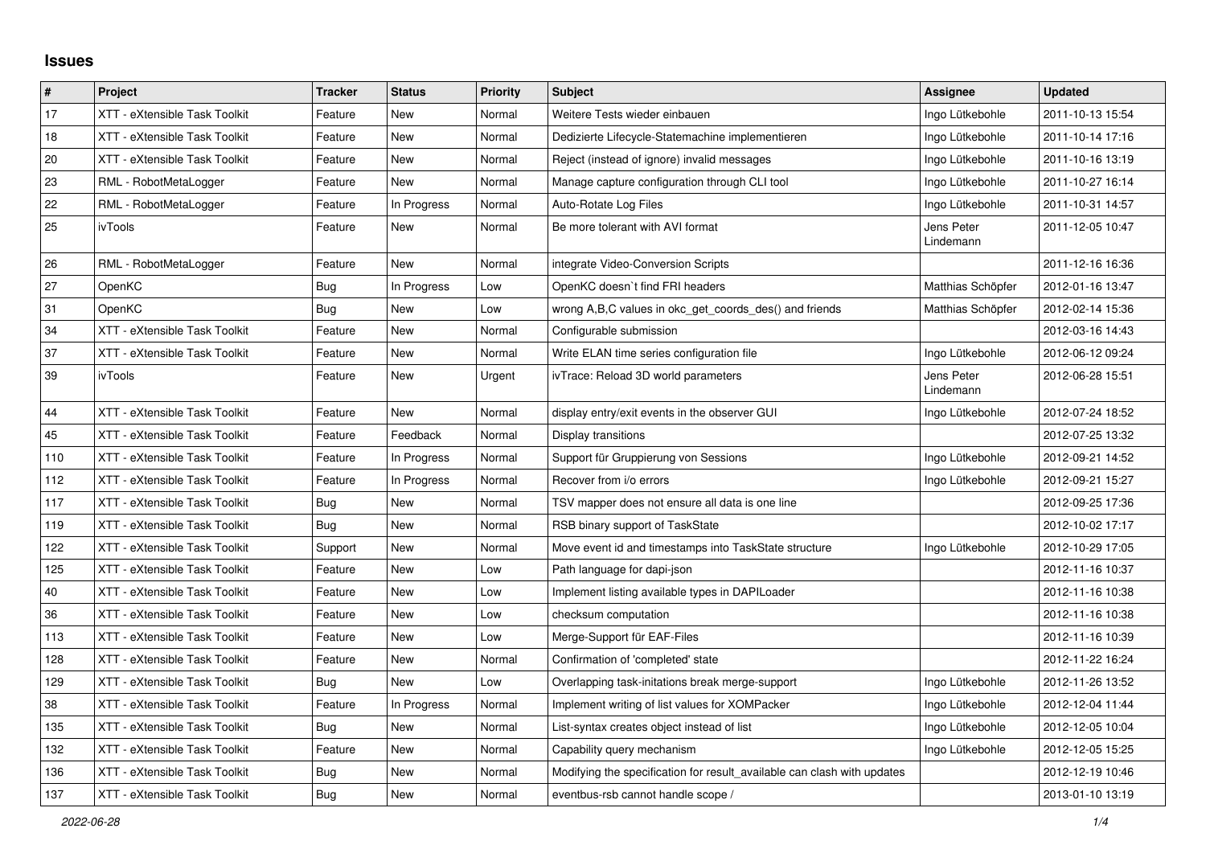## Issues

| # | Project | Tracker | Status | Priority | Subject | Assignee | Updated |
|---|---|---|---|---|---|---|---|
| 17 | XTT - eXtensible Task Toolkit | Feature | New | Normal | Weitere Tests wieder einbauen | Ingo Lütkebohle | 2011-10-13 15:54 |
| 18 | XTT - eXtensible Task Toolkit | Feature | New | Normal | Dedizierte Lifecycle-Statemachine implementieren | Ingo Lütkebohle | 2011-10-14 17:16 |
| 20 | XTT - eXtensible Task Toolkit | Feature | New | Normal | Reject (instead of ignore) invalid messages | Ingo Lütkebohle | 2011-10-16 13:19 |
| 23 | RML - RobotMetaLogger | Feature | New | Normal | Manage capture configuration through CLI tool | Ingo Lütkebohle | 2011-10-27 16:14 |
| 22 | RML - RobotMetaLogger | Feature | In Progress | Normal | Auto-Rotate Log Files | Ingo Lütkebohle | 2011-10-31 14:57 |
| 25 | ivTools | Feature | New | Normal | Be more tolerant with AVI format | Jens Peter Lindemann | 2011-12-05 10:47 |
| 26 | RML - RobotMetaLogger | Feature | New | Normal | integrate Video-Conversion Scripts | | 2011-12-16 16:36 |
| 27 | OpenKC | Bug | In Progress | Low | OpenKC doesn`t find FRI headers | Matthias Schöpfer | 2012-01-16 13:47 |
| 31 | OpenKC | Bug | New | Low | wrong A,B,C values in okc_get_coords_des() and friends | Matthias Schöpfer | 2012-02-14 15:36 |
| 34 | XTT - eXtensible Task Toolkit | Feature | New | Normal | Configurable submission | | 2012-03-16 14:43 |
| 37 | XTT - eXtensible Task Toolkit | Feature | New | Normal | Write ELAN time series configuration file | Ingo Lütkebohle | 2012-06-12 09:24 |
| 39 | ivTools | Feature | New | Urgent | ivTrace: Reload 3D world parameters | Jens Peter Lindemann | 2012-06-28 15:51 |
| 44 | XTT - eXtensible Task Toolkit | Feature | New | Normal | display entry/exit events in the observer GUI | Ingo Lütkebohle | 2012-07-24 18:52 |
| 45 | XTT - eXtensible Task Toolkit | Feature | Feedback | Normal | Display transitions | | 2012-07-25 13:32 |
| 110 | XTT - eXtensible Task Toolkit | Feature | In Progress | Normal | Support für Gruppierung von Sessions | Ingo Lütkebohle | 2012-09-21 14:52 |
| 112 | XTT - eXtensible Task Toolkit | Feature | In Progress | Normal | Recover from i/o errors | Ingo Lütkebohle | 2012-09-21 15:27 |
| 117 | XTT - eXtensible Task Toolkit | Bug | New | Normal | TSV mapper does not ensure all data is one line | | 2012-09-25 17:36 |
| 119 | XTT - eXtensible Task Toolkit | Bug | New | Normal | RSB binary support of TaskState | | 2012-10-02 17:17 |
| 122 | XTT - eXtensible Task Toolkit | Support | New | Normal | Move event id and timestamps into TaskState structure | Ingo Lütkebohle | 2012-10-29 17:05 |
| 125 | XTT - eXtensible Task Toolkit | Feature | New | Low | Path language for dapi-json | | 2012-11-16 10:37 |
| 40 | XTT - eXtensible Task Toolkit | Feature | New | Low | Implement listing available types in DAPILoader | | 2012-11-16 10:38 |
| 36 | XTT - eXtensible Task Toolkit | Feature | New | Low | checksum computation | | 2012-11-16 10:38 |
| 113 | XTT - eXtensible Task Toolkit | Feature | New | Low | Merge-Support für EAF-Files | | 2012-11-16 10:39 |
| 128 | XTT - eXtensible Task Toolkit | Feature | New | Normal | Confirmation of 'completed' state | | 2012-11-22 16:24 |
| 129 | XTT - eXtensible Task Toolkit | Bug | New | Low | Overlapping task-initations break merge-support | Ingo Lütkebohle | 2012-11-26 13:52 |
| 38 | XTT - eXtensible Task Toolkit | Feature | In Progress | Normal | Implement writing of list values for XOMPacker | Ingo Lütkebohle | 2012-12-04 11:44 |
| 135 | XTT - eXtensible Task Toolkit | Bug | New | Normal | List-syntax creates object instead of list | Ingo Lütkebohle | 2012-12-05 10:04 |
| 132 | XTT - eXtensible Task Toolkit | Feature | New | Normal | Capability query mechanism | Ingo Lütkebohle | 2012-12-05 15:25 |
| 136 | XTT - eXtensible Task Toolkit | Bug | New | Normal | Modifying the specification for result_available can clash with updates | | 2012-12-19 10:46 |
| 137 | XTT - eXtensible Task Toolkit | Bug | New | Normal | eventbus-rsb cannot handle scope / | | 2013-01-10 13:19 |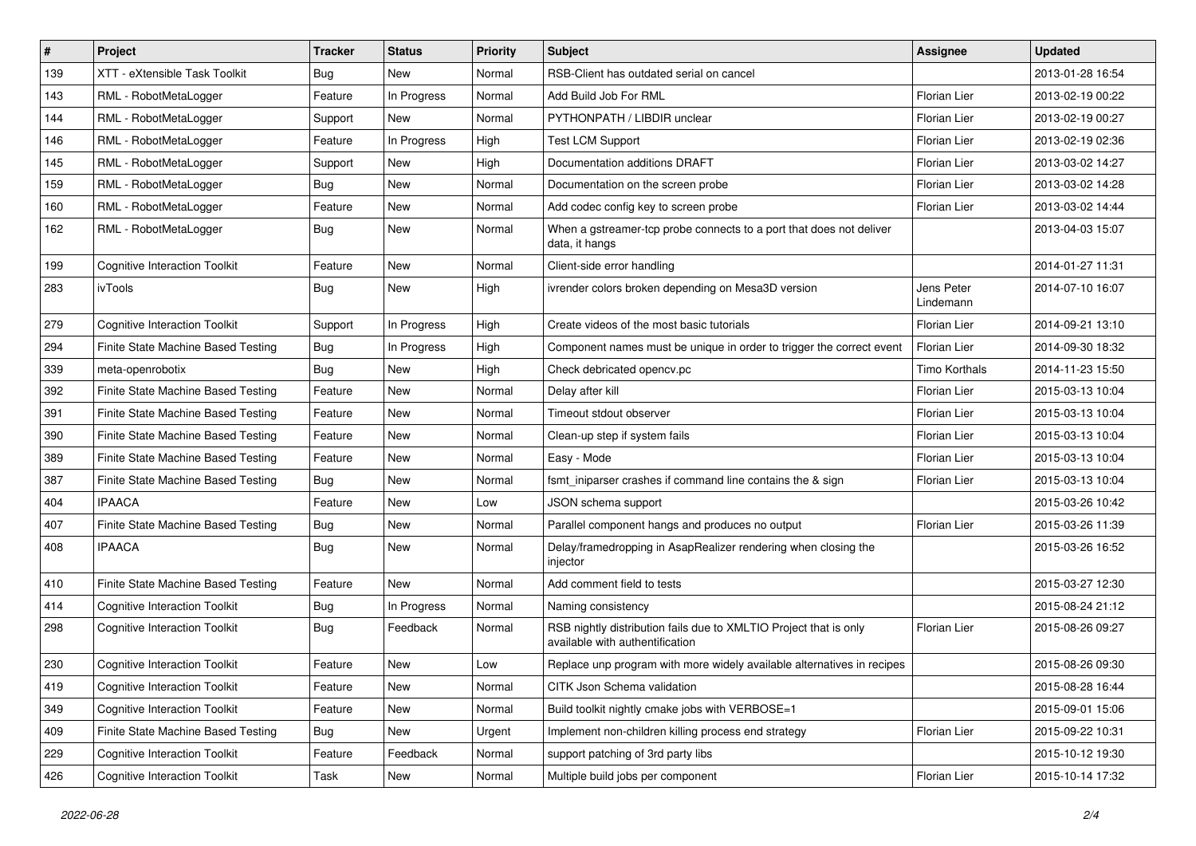| # | Project | Tracker | Status | Priority | Subject | Assignee | Updated |
|---|---|---|---|---|---|---|---|
| 139 | XTT - eXtensible Task Toolkit | Bug | New | Normal | RSB-Client has outdated serial on cancel | | 2013-01-28 16:54 |
| 143 | RML - RobotMetaLogger | Feature | In Progress | Normal | Add Build Job For RML | Florian Lier | 2013-02-19 00:22 |
| 144 | RML - RobotMetaLogger | Support | New | Normal | PYTHONPATH / LIBDIR unclear | Florian Lier | 2013-02-19 00:27 |
| 146 | RML - RobotMetaLogger | Feature | In Progress | High | Test LCM Support | Florian Lier | 2013-02-19 02:36 |
| 145 | RML - RobotMetaLogger | Support | New | High | Documentation additions DRAFT | Florian Lier | 2013-03-02 14:27 |
| 159 | RML - RobotMetaLogger | Bug | New | Normal | Documentation on the screen probe | Florian Lier | 2013-03-02 14:28 |
| 160 | RML - RobotMetaLogger | Feature | New | Normal | Add codec config key to screen probe | Florian Lier | 2013-03-02 14:44 |
| 162 | RML - RobotMetaLogger | Bug | New | Normal | When a gstreamer-tcp probe connects to a port that does not deliver data, it hangs | | 2013-04-03 15:07 |
| 199 | Cognitive Interaction Toolkit | Feature | New | Normal | Client-side error handling | | 2014-01-27 11:31 |
| 283 | ivTools | Bug | New | High | ivrender colors broken depending on Mesa3D version | Jens Peter Lindemann | 2014-07-10 16:07 |
| 279 | Cognitive Interaction Toolkit | Support | In Progress | High | Create videos of the most basic tutorials | Florian Lier | 2014-09-21 13:10 |
| 294 | Finite State Machine Based Testing | Bug | In Progress | High | Component names must be unique in order to trigger the correct event | Florian Lier | 2014-09-30 18:32 |
| 339 | meta-openrobotix | Bug | New | High | Check debricated opencv.pc | Timo Korthals | 2014-11-23 15:50 |
| 392 | Finite State Machine Based Testing | Feature | New | Normal | Delay after kill | Florian Lier | 2015-03-13 10:04 |
| 391 | Finite State Machine Based Testing | Feature | New | Normal | Timeout stdout observer | Florian Lier | 2015-03-13 10:04 |
| 390 | Finite State Machine Based Testing | Feature | New | Normal | Clean-up step if system fails | Florian Lier | 2015-03-13 10:04 |
| 389 | Finite State Machine Based Testing | Feature | New | Normal | Easy - Mode | Florian Lier | 2015-03-13 10:04 |
| 387 | Finite State Machine Based Testing | Bug | New | Normal | fsmt_iniparser crashes if command line contains the & sign | Florian Lier | 2015-03-13 10:04 |
| 404 | IPAACA | Feature | New | Low | JSON schema support | | 2015-03-26 10:42 |
| 407 | Finite State Machine Based Testing | Bug | New | Normal | Parallel component hangs and produces no output | Florian Lier | 2015-03-26 11:39 |
| 408 | IPAACA | Bug | New | Normal | Delay/framedropping in AsapRealizer rendering when closing the injector | | 2015-03-26 16:52 |
| 410 | Finite State Machine Based Testing | Feature | New | Normal | Add comment field to tests | | 2015-03-27 12:30 |
| 414 | Cognitive Interaction Toolkit | Bug | In Progress | Normal | Naming consistency | | 2015-08-24 21:12 |
| 298 | Cognitive Interaction Toolkit | Bug | Feedback | Normal | RSB nightly distribution fails due to XMLTIO Project that is only available with authentification | Florian Lier | 2015-08-26 09:27 |
| 230 | Cognitive Interaction Toolkit | Feature | New | Low | Replace unp program with more widely available alternatives in recipes | | 2015-08-26 09:30 |
| 419 | Cognitive Interaction Toolkit | Feature | New | Normal | CITK Json Schema validation | | 2015-08-28 16:44 |
| 349 | Cognitive Interaction Toolkit | Feature | New | Normal | Build toolkit nightly cmake jobs with VERBOSE=1 | | 2015-09-01 15:06 |
| 409 | Finite State Machine Based Testing | Bug | New | Urgent | Implement non-children killing process end strategy | Florian Lier | 2015-09-22 10:31 |
| 229 | Cognitive Interaction Toolkit | Feature | Feedback | Normal | support patching of 3rd party libs | | 2015-10-12 19:30 |
| 426 | Cognitive Interaction Toolkit | Task | New | Normal | Multiple build jobs per component | Florian Lier | 2015-10-14 17:32 |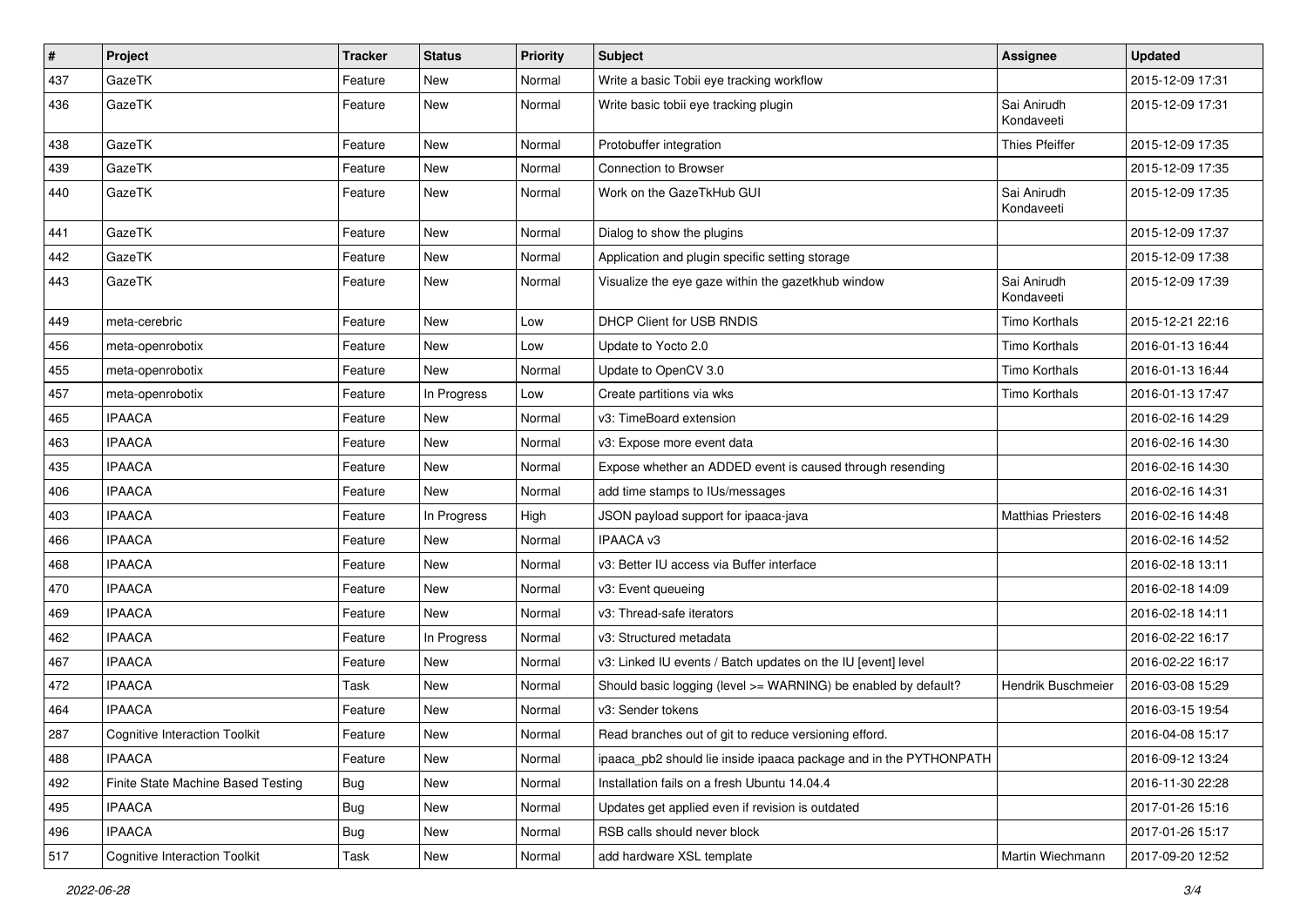| # | Project | Tracker | Status | Priority | Subject | Assignee | Updated |
|---|---|---|---|---|---|---|---|
| 437 | GazeTK | Feature | New | Normal | Write a basic Tobii eye tracking workflow | | 2015-12-09 17:31 |
| 436 | GazeTK | Feature | New | Normal | Write basic tobii eye tracking plugin | Sai Anirudh Kondaveeti | 2015-12-09 17:31 |
| 438 | GazeTK | Feature | New | Normal | Protobuffer integration | Thies Pfeiffer | 2015-12-09 17:35 |
| 439 | GazeTK | Feature | New | Normal | Connection to Browser | | 2015-12-09 17:35 |
| 440 | GazeTK | Feature | New | Normal | Work on the GazeTkHub GUI | Sai Anirudh Kondaveeti | 2015-12-09 17:35 |
| 441 | GazeTK | Feature | New | Normal | Dialog to show the plugins | | 2015-12-09 17:37 |
| 442 | GazeTK | Feature | New | Normal | Application and plugin specific setting storage | | 2015-12-09 17:38 |
| 443 | GazeTK | Feature | New | Normal | Visualize the eye gaze within the gazetkhub window | Sai Anirudh Kondaveeti | 2015-12-09 17:39 |
| 449 | meta-cerebric | Feature | New | Low | DHCP Client for USB RNDIS | Timo Korthals | 2015-12-21 22:16 |
| 456 | meta-openrobotix | Feature | New | Low | Update to Yocto 2.0 | Timo Korthals | 2016-01-13 16:44 |
| 455 | meta-openrobotix | Feature | New | Normal | Update to OpenCV 3.0 | Timo Korthals | 2016-01-13 16:44 |
| 457 | meta-openrobotix | Feature | In Progress | Low | Create partitions via wks | Timo Korthals | 2016-01-13 17:47 |
| 465 | IPAACA | Feature | New | Normal | v3: TimeBoard extension | | 2016-02-16 14:29 |
| 463 | IPAACA | Feature | New | Normal | v3: Expose more event data | | 2016-02-16 14:30 |
| 435 | IPAACA | Feature | New | Normal | Expose whether an ADDED event is caused through resending | | 2016-02-16 14:30 |
| 406 | IPAACA | Feature | New | Normal | add time stamps to IUs/messages | | 2016-02-16 14:31 |
| 403 | IPAACA | Feature | In Progress | High | JSON payload support for ipaaca-java | Matthias Priesters | 2016-02-16 14:48 |
| 466 | IPAACA | Feature | New | Normal | IPAACA v3 | | 2016-02-16 14:52 |
| 468 | IPAACA | Feature | New | Normal | v3: Better IU access via Buffer interface | | 2016-02-18 13:11 |
| 470 | IPAACA | Feature | New | Normal | v3: Event queueing | | 2016-02-18 14:09 |
| 469 | IPAACA | Feature | New | Normal | v3: Thread-safe iterators | | 2016-02-18 14:11 |
| 462 | IPAACA | Feature | In Progress | Normal | v3: Structured metadata | | 2016-02-22 16:17 |
| 467 | IPAACA | Feature | New | Normal | v3: Linked IU events / Batch updates on the IU [event] level | | 2016-02-22 16:17 |
| 472 | IPAACA | Task | New | Normal | Should basic logging (level >= WARNING) be enabled by default? | Hendrik Buschmeier | 2016-03-08 15:29 |
| 464 | IPAACA | Feature | New | Normal | v3: Sender tokens | | 2016-03-15 19:54 |
| 287 | Cognitive Interaction Toolkit | Feature | New | Normal | Read branches out of git to reduce versioning efford. | | 2016-04-08 15:17 |
| 488 | IPAACA | Feature | New | Normal | ipaaca_pb2 should lie inside ipaaca package and in the PYTHONPATH | | 2016-09-12 13:24 |
| 492 | Finite State Machine Based Testing | Bug | New | Normal | Installation fails on a fresh Ubuntu 14.04.4 | | 2016-11-30 22:28 |
| 495 | IPAACA | Bug | New | Normal | Updates get applied even if revision is outdated | | 2017-01-26 15:16 |
| 496 | IPAACA | Bug | New | Normal | RSB calls should never block | | 2017-01-26 15:17 |
| 517 | Cognitive Interaction Toolkit | Task | New | Normal | add hardware XSL template | Martin Wiechmann | 2017-09-20 12:52 |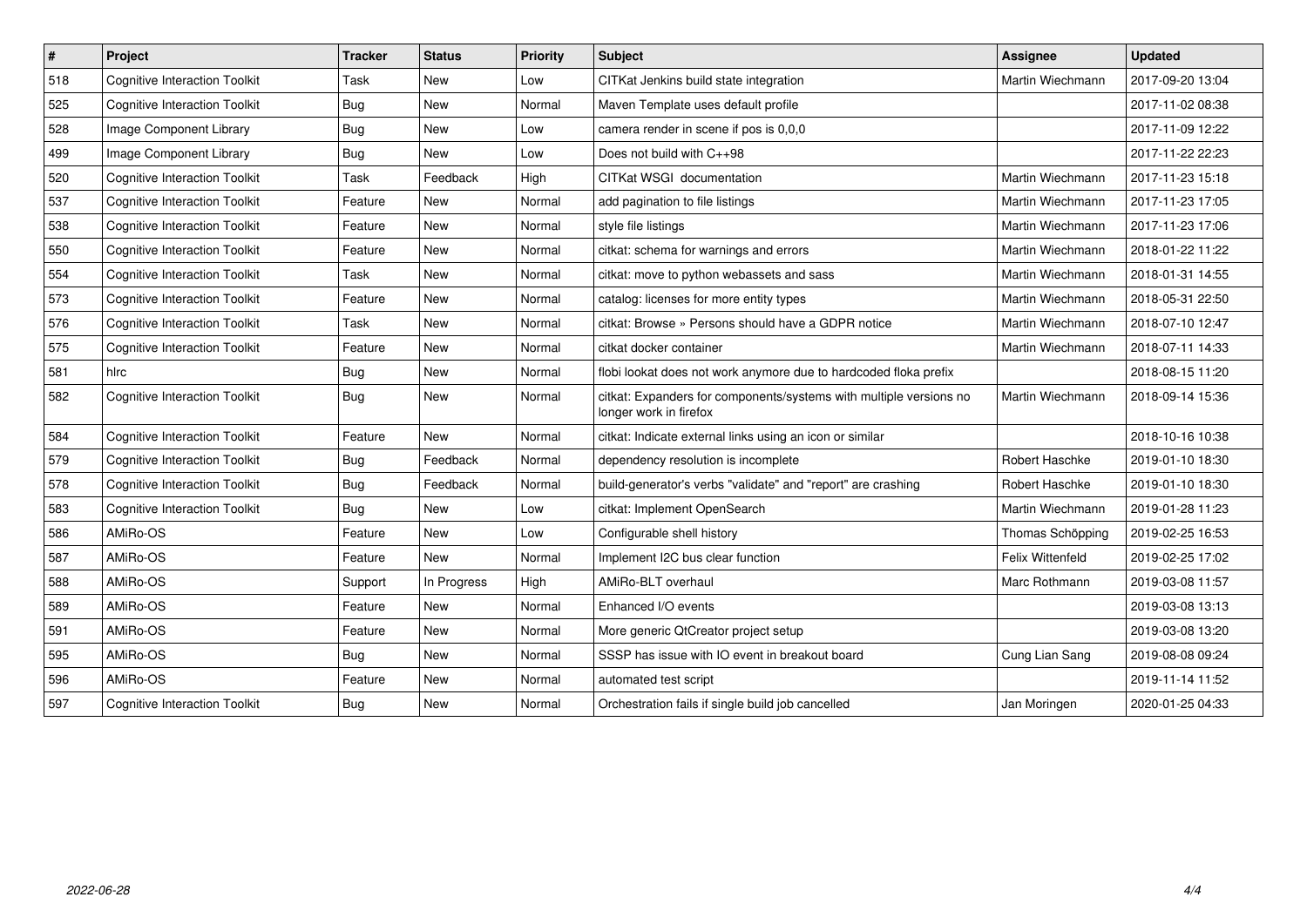| # | Project | Tracker | Status | Priority | Subject | Assignee | Updated |
|---|---|---|---|---|---|---|---|
| 518 | Cognitive Interaction Toolkit | Task | New | Low | CITKat Jenkins build state integration | Martin Wiechmann | 2017-09-20 13:04 |
| 525 | Cognitive Interaction Toolkit | Bug | New | Normal | Maven Template uses default profile | | 2017-11-02 08:38 |
| 528 | Image Component Library | Bug | New | Low | camera render in scene if pos is 0,0,0 | | 2017-11-09 12:22 |
| 499 | Image Component Library | Bug | New | Low | Does not build with C++98 | | 2017-11-22 22:23 |
| 520 | Cognitive Interaction Toolkit | Task | Feedback | High | CITKat WSGI documentation | Martin Wiechmann | 2017-11-23 15:18 |
| 537 | Cognitive Interaction Toolkit | Feature | New | Normal | add pagination to file listings | Martin Wiechmann | 2017-11-23 17:05 |
| 538 | Cognitive Interaction Toolkit | Feature | New | Normal | style file listings | Martin Wiechmann | 2017-11-23 17:06 |
| 550 | Cognitive Interaction Toolkit | Feature | New | Normal | citkat: schema for warnings and errors | Martin Wiechmann | 2018-01-22 11:22 |
| 554 | Cognitive Interaction Toolkit | Task | New | Normal | citkat: move to python webassets and sass | Martin Wiechmann | 2018-01-31 14:55 |
| 573 | Cognitive Interaction Toolkit | Feature | New | Normal | catalog: licenses for more entity types | Martin Wiechmann | 2018-05-31 22:50 |
| 576 | Cognitive Interaction Toolkit | Task | New | Normal | citkat: Browse » Persons should have a GDPR notice | Martin Wiechmann | 2018-07-10 12:47 |
| 575 | Cognitive Interaction Toolkit | Feature | New | Normal | citkat docker container | Martin Wiechmann | 2018-07-11 14:33 |
| 581 | hlrc | Bug | New | Normal | flobi lookat does not work anymore due to hardcoded floka prefix | | 2018-08-15 11:20 |
| 582 | Cognitive Interaction Toolkit | Bug | New | Normal | citkat: Expanders for components/systems with multiple versions no longer work in firefox | Martin Wiechmann | 2018-09-14 15:36 |
| 584 | Cognitive Interaction Toolkit | Feature | New | Normal | citkat: Indicate external links using an icon or similar | | 2018-10-16 10:38 |
| 579 | Cognitive Interaction Toolkit | Bug | Feedback | Normal | dependency resolution is incomplete | Robert Haschke | 2019-01-10 18:30 |
| 578 | Cognitive Interaction Toolkit | Bug | Feedback | Normal | build-generator's verbs "validate" and "report" are crashing | Robert Haschke | 2019-01-10 18:30 |
| 583 | Cognitive Interaction Toolkit | Bug | New | Low | citkat: Implement OpenSearch | Martin Wiechmann | 2019-01-28 11:23 |
| 586 | AMiRo-OS | Feature | New | Low | Configurable shell history | Thomas Schöpping | 2019-02-25 16:53 |
| 587 | AMiRo-OS | Feature | New | Normal | Implement I2C bus clear function | Felix Wittenfeld | 2019-02-25 17:02 |
| 588 | AMiRo-OS | Support | In Progress | High | AMiRo-BLT overhaul | Marc Rothmann | 2019-03-08 11:57 |
| 589 | AMiRo-OS | Feature | New | Normal | Enhanced I/O events | | 2019-03-08 13:13 |
| 591 | AMiRo-OS | Feature | New | Normal | More generic QtCreator project setup | | 2019-03-08 13:20 |
| 595 | AMiRo-OS | Bug | New | Normal | SSSP has issue with IO event in breakout board | Cung Lian Sang | 2019-08-08 09:24 |
| 596 | AMiRo-OS | Feature | New | Normal | automated test script | | 2019-11-14 11:52 |
| 597 | Cognitive Interaction Toolkit | Bug | New | Normal | Orchestration fails if single build job cancelled | Jan Moringen | 2020-01-25 04:33 |